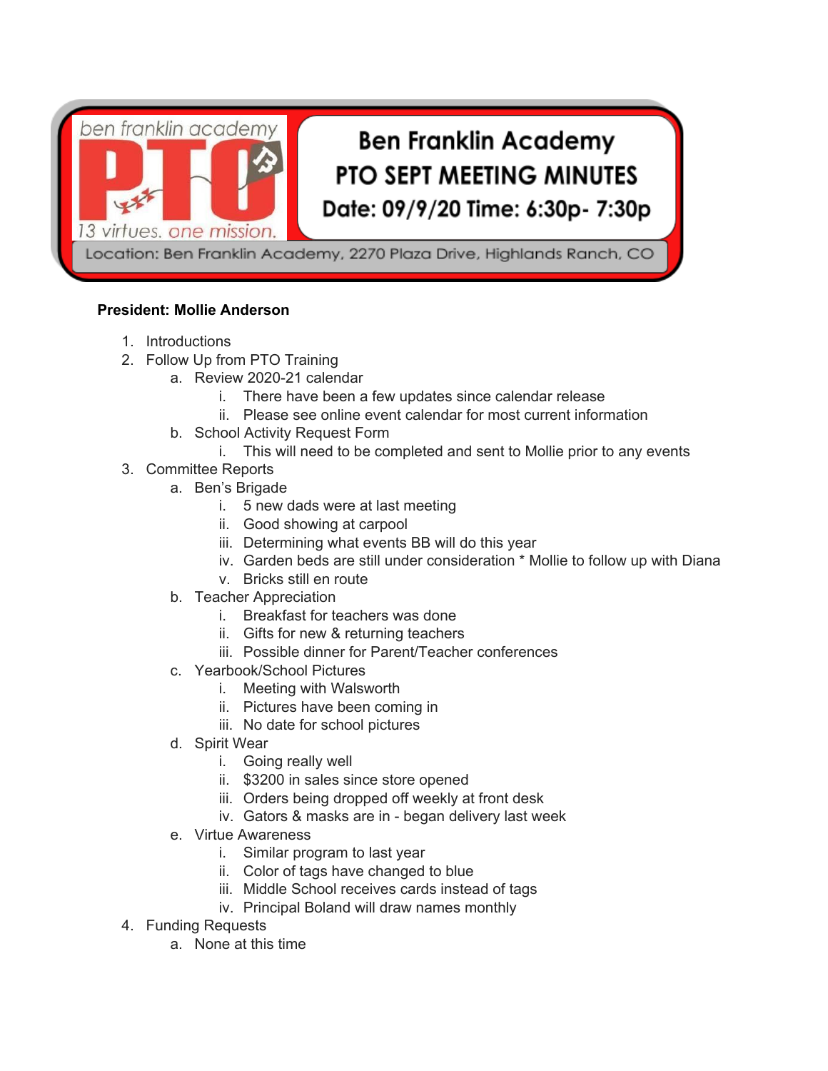ben franklin academy PTO
13 virtues. one mission.

# Ben Franklin Academy
## PTO SEPT MEETING MINUTES
**Date: 09/9/20 Time: 6:30p- 7:30p**

Location: Ben Franklin Academy, 2270 Plaza Drive, Highlands Ranch, CO

**President: Mollie Anderson**

1. Introductions
2. Follow Up from PTO Training
   a. Review 2020-21 calendar
      i. There have been a few updates since calendar release
      ii. Please see online event calendar for most current information
   b. School Activity Request Form
      i. This will need to be completed and sent to Mollie prior to any events
3. Committee Reports
   a. Ben's Brigade
      i. 5 new dads were at last meeting
      ii. Good showing at carpool
      iii. Determining what events BB will do this year
      iv. Garden beds are still under consideration * Mollie to follow up with Diana
      v. Bricks still en route
   b. Teacher Appreciation
      i. Breakfast for teachers was done
      ii. Gifts for new & returning teachers
      iii. Possible dinner for Parent/Teacher conferences
   c. Yearbook/School Pictures
      i. Meeting with Walsworth
      ii. Pictures have been coming in
      iii. No date for school pictures
   d. Spirit Wear
      i. Going really well
      ii. $3200 in sales since store opened
      iii. Orders being dropped off weekly at front desk
      iv. Gators & masks are in - began delivery last week
   e. Virtue Awareness
      i. Similar program to last year
      ii. Color of tags have changed to blue
      iii. Middle School receives cards instead of tags
      iv. Principal Boland will draw names monthly
4. Funding Requests
   a. None at this time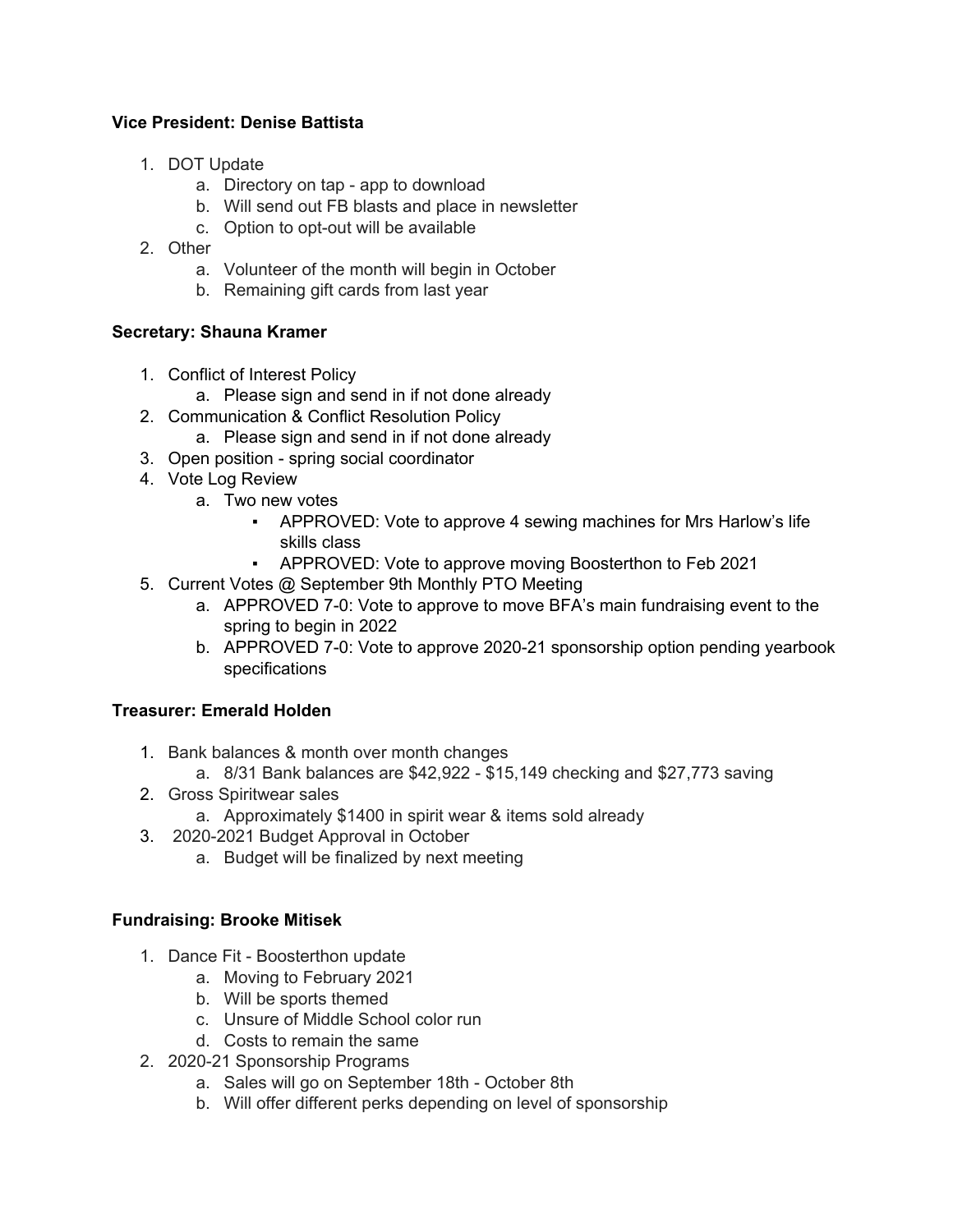**Vice President: Denise Battista**

1. DOT Update
   a. Directory on tap - app to download
   b. Will send out FB blasts and place in newsletter
   c. Option to opt-out will be available
2. Other
   a. Volunteer of the month will begin in October
   b. Remaining gift cards from last year

**Secretary: Shauna Kramer**

1. Conflict of Interest Policy
   a. Please sign and send in if not done already
2. Communication & Conflict Resolution Policy
   a. Please sign and send in if not done already
3. Open position - spring social coordinator
4. Vote Log Review
   a. Two new votes
      - APPROVED: Vote to approve 4 sewing machines for Mrs Harlow's life skills class
      - APPROVED: Vote to approve moving Boosterthon to Feb 2021
5. Current Votes @ September 9th Monthly PTO Meeting
   a. APPROVED 7-0: Vote to approve to move BFA's main fundraising event to the spring to begin in 2022
   b. APPROVED 7-0: Vote to approve 2020-21 sponsorship option pending yearbook specifications

**Treasurer: Emerald Holden**

1. Bank balances & month over month changes
   a. 8/31 Bank balances are $42,922 - $15,149 checking and $27,773 saving
2. Gross Spiritwear sales
   a. Approximately $1400 in spirit wear & items sold already
3. 2020-2021 Budget Approval in October
   a. Budget will be finalized by next meeting

**Fundraising: Brooke Mitisek**

1. Dance Fit - Boosterthon update
   a. Moving to February 2021
   b. Will be sports themed
   c. Unsure of Middle School color run
   d. Costs to remain the same
2. 2020-21 Sponsorship Programs
   a. Sales will go on September 18th - October 8th
   b. Will offer different perks depending on level of sponsorship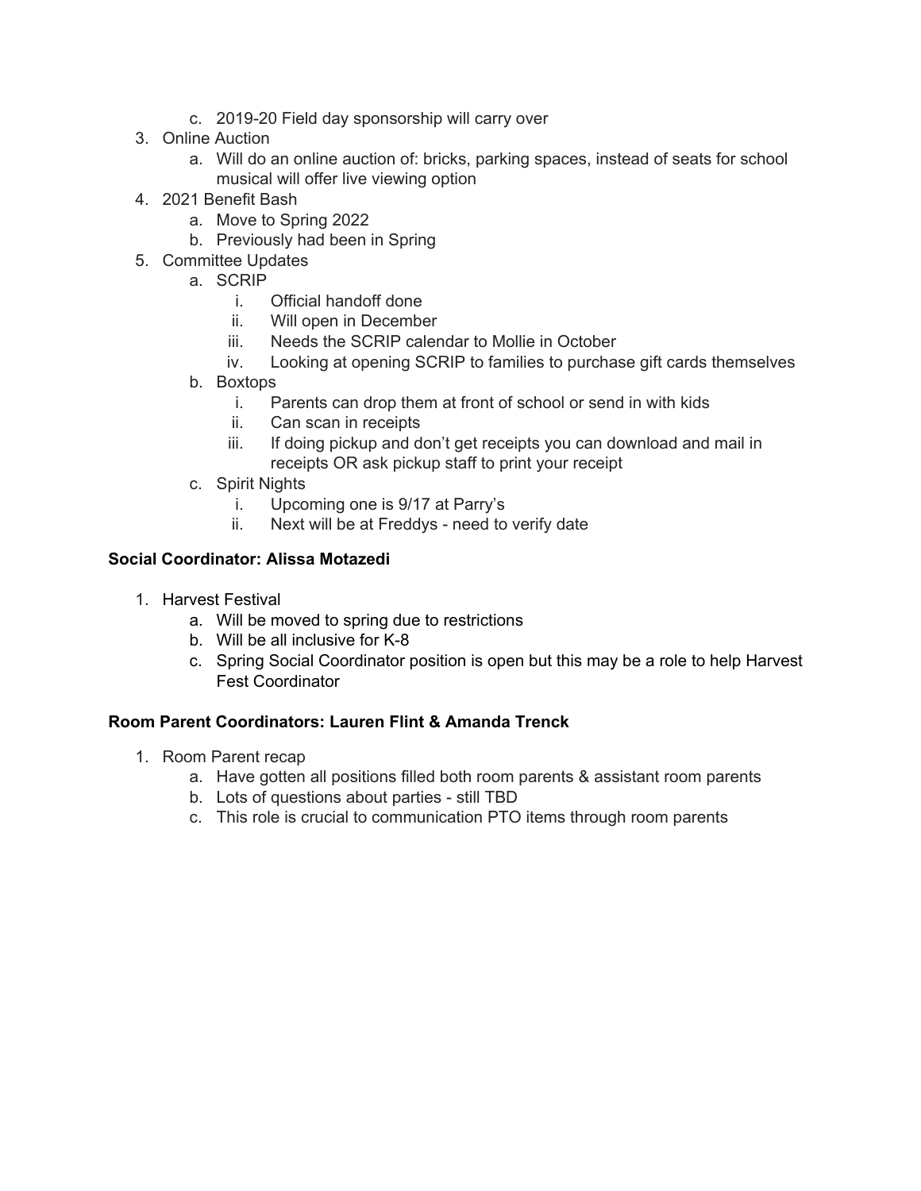c. 2019-20 Field day sponsorship will carry over
3. Online Auction
   a. Will do an online auction of: bricks, parking spaces, instead of seats for school musical will offer live viewing option
4. 2021 Benefit Bash
   a. Move to Spring 2022
   b. Previously had been in Spring
5. Committee Updates
   a. SCRIP
      i. Official handoff done
      ii. Will open in December
      iii. Needs the SCRIP calendar to Mollie in October
      iv. Looking at opening SCRIP to families to purchase gift cards themselves
   b. Boxtops
      i. Parents can drop them at front of school or send in with kids
      ii. Can scan in receipts
      iii. If doing pickup and don't get receipts you can download and mail in receipts OR ask pickup staff to print your receipt
   c. Spirit Nights
      i. Upcoming one is 9/17 at Parry's
      ii. Next will be at Freddys - need to verify date

**Social Coordinator: Alissa Motazedi**

1. Harvest Festival
   a. Will be moved to spring due to restrictions
   b. Will be all inclusive for K-8
   c. Spring Social Coordinator position is open but this may be a role to help Harvest Fest Coordinator

**Room Parent Coordinators: Lauren Flint & Amanda Trenck**

1. Room Parent recap
   a. Have gotten all positions filled both room parents & assistant room parents
   b. Lots of questions about parties - still TBD
   c. This role is crucial to communication PTO items through room parents